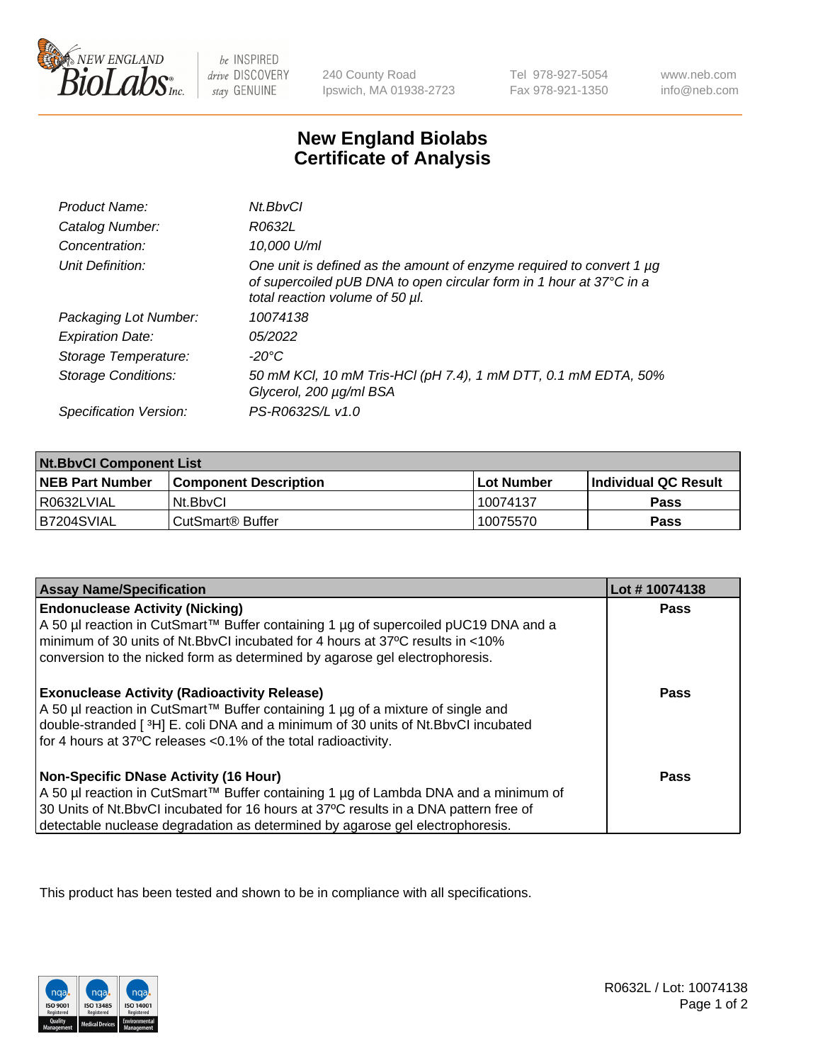NEW ENGLAND BioLabs Inc. — be INSPIRED drive DISCOVERY stay GENUINE

240 County Road
Ipswich, MA 01938-2723

Tel 978-927-5054
Fax 978-921-1350

www.neb.com
info@neb.com

# New England Biolabs
# Certificate of Analysis

| | |
|---|---|
| *Product Name:* | *Nt.BbvCI* |
| *Catalog Number:* | *R0632L* |
| *Concentration:* | *10,000 U/ml* |
| *Unit Definition:* | *One unit is defined as the amount of enzyme required to convert 1 µg of supercoiled pUB DNA to open circular form in 1 hour at 37°C in a total reaction volume of 50 µl.* |
| *Packaging Lot Number:* | *10074138* |
| *Expiration Date:* | *05/2022* |
| *Storage Temperature:* | *-20°C* |
| *Storage Conditions:* | *50 mM KCl, 10 mM Tris-HCl (pH 7.4), 1 mM DTT, 0.1 mM EDTA, 50% Glycerol, 200 µg/ml BSA* |
| *Specification Version:* | *PS-R0632S/L v1.0* |

| **Nt.BbvCI Component List** | | | |
|---|---|---|---|
| **NEB Part Number** | **Component Description** | **Lot Number** | **Individual QC Result** |
| R0632LVIAL | Nt.BbvCI | 10074137 | **Pass** |
| B7204SVIAL | CutSmart® Buffer | 10075570 | **Pass** |

| **Assay Name/Specification** | **Lot # 10074138** |
|---|---|
| **Endonuclease Activity (Nicking)**<br>A 50 µl reaction in CutSmart™ Buffer containing 1 µg of supercoiled pUC19 DNA and a minimum of 30 units of Nt.BbvCI incubated for 4 hours at 37ºC results in <10% conversion to the nicked form as determined by agarose gel electrophoresis. | **Pass** |
| **Exonuclease Activity (Radioactivity Release)**<br>A 50 µl reaction in CutSmart™ Buffer containing 1 µg of a mixture of single and double-stranded [ $^3$H] E. coli DNA and a minimum of 30 units of Nt.BbvCI incubated for 4 hours at 37ºC releases <0.1% of the total radioactivity. | **Pass** |
| **Non-Specific DNase Activity (16 Hour)**<br>A 50 µl reaction in CutSmart™ Buffer containing 1 µg of Lambda DNA and a minimum of 30 Units of Nt.BbvCI incubated for 16 hours at 37ºC results in a DNA pattern free of detectable nuclease degradation as determined by agarose gel electrophoresis. | **Pass** |

This product has been tested and shown to be in compliance with all specifications.

R0632L / Lot: 10074138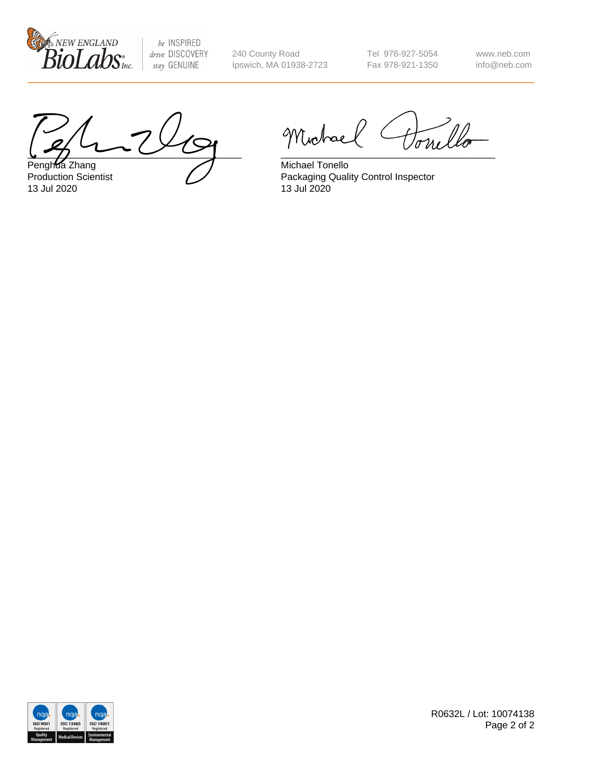New England BioLabs Inc. — be INSPIRED drive DISCOVERY stay GENUINE

240 County Road
Ipswich, MA 01938-2723

Tel 978-927-5054
Fax 978-921-1350

www.neb.com
info@neb.com

Penghua Zhang
Production Scientist
13 Jul 2020

Michael Tonello
Packaging Quality Control Inspector
13 Jul 2020

R0632L / Lot: 10074138